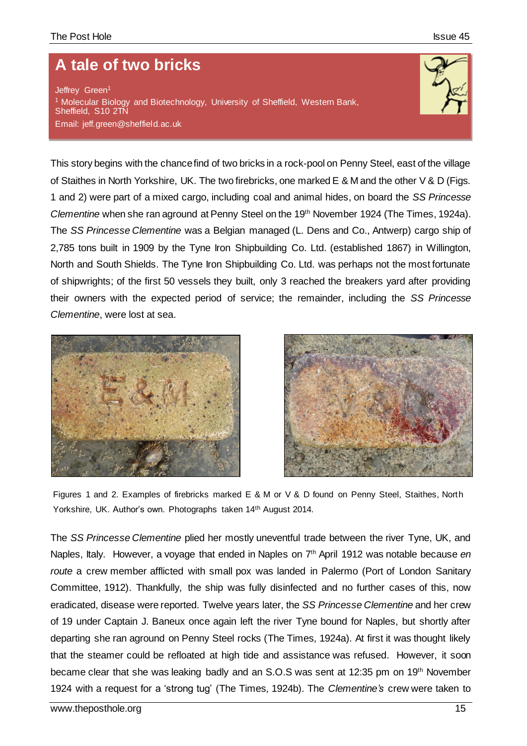# A tale of two bricks

Jeffrey Green[1]

[1] Molecular Biology and Biotechnology, University of Sheffield, Western Bank, Sheffield, S10 2TN

Email: jeff.green@sheffield.ac.uk

This story begins with the chance find of two bricks in a rock-pool on Penny Steel, east of the village of Staithes in North Yorkshire, UK. The two firebricks, one marked E & M and the other V & D (Figs. 1 and 2) were part of a mixed cargo, including coal and animal hides, on board the *SS Princesse Clementine* when she ran aground at Penny Steel on the 19th November 1924 (The Times, 1924a). The *SS Princesse Clementine* was a Belgian managed (L. Dens and Co., Antwerp) cargo ship of 2,785 tons built in 1909 by the Tyne Iron Shipbuilding Co. Ltd. (established 1867) in Willington, North and South Shields. The Tyne Iron Shipbuilding Co. Ltd. was perhaps not the most fortunate of shipwrights; of the first 50 vessels they built, only 3 reached the breakers yard after providing their owners with the expected period of service; the remainder, including the *SS Princesse Clementine*, were lost at sea.

Figures 1 and 2. Examples of firebricks marked E & M or V & D found on Penny Steel, Staithes, North Yorkshire, UK. Author's own. Photographs taken 14th August 2014.

The *SS Princesse Clementine* plied her mostly uneventful trade between the river Tyne, UK, and Naples, Italy. However, a voyage that ended in Naples on 7th April 1912 was notable because *en route* a crew member afflicted with small pox was landed in Palermo (Port of London Sanitary Committee, 1912). Thankfully, the ship was fully disinfected and no further cases of this, now eradicated, disease were reported. Twelve years later, the *SS Princesse Clementine* and her crew of 19 under Captain J. Baneux once again left the river Tyne bound for Naples, but shortly after departing she ran aground on Penny Steel rocks (The Times, 1924a). At first it was thought likely that the steamer could be refloated at high tide and assistance was refused. However, it soon became clear that she was leaking badly and an S.O.S was sent at 12:35 pm on 19th November 1924 with a request for a 'strong tug' (The Times, 1924b). The *Clementine's* crew were taken to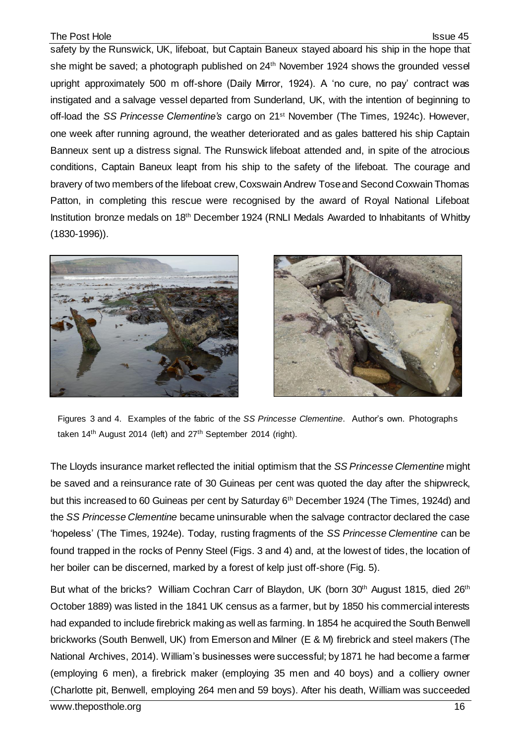safety by the Runswick, UK, lifeboat, but Captain Baneux stayed aboard his ship in the hope that she might be saved; a photograph published on 24th November 1924 shows the grounded vessel upright approximately 500 m off-shore (Daily Mirror, 1924). A 'no cure, no pay' contract was instigated and a salvage vessel departed from Sunderland, UK, with the intention of beginning to off-load the *SS Princesse Clementine's* cargo on 21st November (The Times, 1924c). However, one week after running aground, the weather deteriorated and as gales battered his ship Captain Banneux sent up a distress signal. The Runswick lifeboat attended and, in spite of the atrocious conditions, Captain Baneux leapt from his ship to the safety of the lifeboat. The courage and bravery of two members of the lifeboat crew, Coxswain Andrew Tose and Second Coxwain Thomas Patton, in completing this rescue were recognised by the award of Royal National Lifeboat Institution bronze medals on 18th December 1924 (RNLI Medals Awarded to Inhabitants of Whitby (1830-1996)).

Figures 3 and 4. Examples of the fabric of the *SS Princesse Clementine*. Author's own. Photographs taken 14th August 2014 (left) and 27th September 2014 (right).

The Lloyds insurance market reflected the initial optimism that the *SS Princesse Clementine* might be saved and a reinsurance rate of 30 Guineas per cent was quoted the day after the shipwreck, but this increased to 60 Guineas per cent by Saturday 6th December 1924 (The Times, 1924d) and the *SS Princesse Clementine* became uninsurable when the salvage contractor declared the case 'hopeless' (The Times, 1924e). Today, rusting fragments of the *SS Princesse Clementine* can be found trapped in the rocks of Penny Steel (Figs. 3 and 4) and, at the lowest of tides, the location of her boiler can be discerned, marked by a forest of kelp just off-shore (Fig. 5).

But what of the bricks? William Cochran Carr of Blaydon, UK (born 30th August 1815, died 26th October 1889) was listed in the 1841 UK census as a farmer, but by 1850 his commercial interests had expanded to include firebrick making as well as farming. In 1854 he acquired the South Benwell brickworks (South Benwell, UK) from Emerson and Milner (E & M) firebrick and steel makers (The National Archives, 2014). William's businesses were successful; by 1871 he had become a farmer (employing 6 men), a firebrick maker (employing 35 men and 40 boys) and a colliery owner (Charlotte pit, Benwell, employing 264 men and 59 boys). After his death, William was succeeded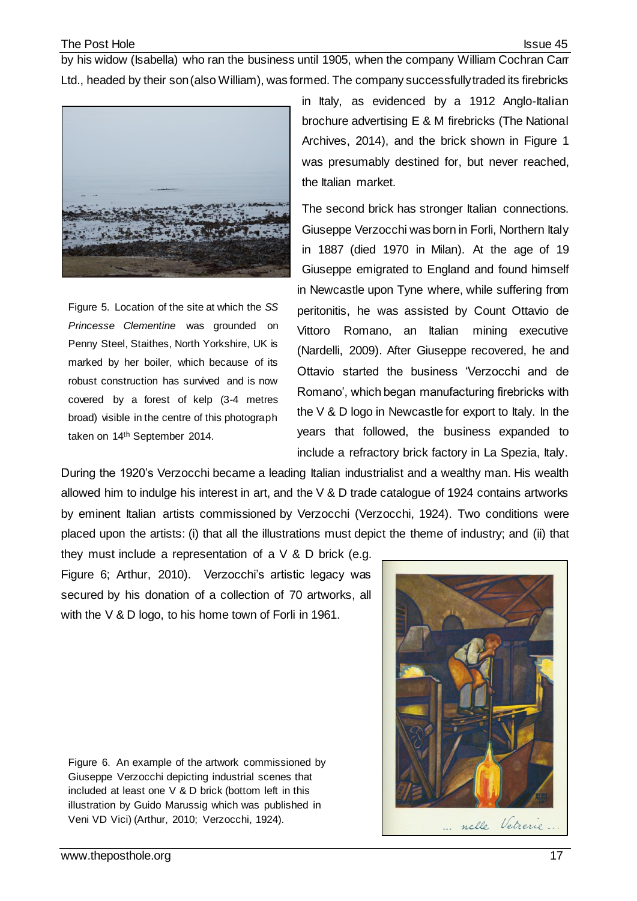by his widow (Isabella) who ran the business until 1905, when the company William Cochran Carr Ltd., headed by their son (also William), was formed. The company successfully traded its firebricks in Italy, as evidenced by a 1912 Anglo-Italian brochure advertising E & M firebricks (The National Archives, 2014), and the brick shown in Figure 1 was presumably destined for, but never reached, the Italian market.

Figure 5. Location of the site at which the *SS Princesse Clementine* was grounded on Penny Steel, Staithes, North Yorkshire, UK is marked by her boiler, which because of its robust construction has survived and is now covered by a forest of kelp (3-4 metres broad) visible in the centre of this photograph taken on 14th September 2014.

The second brick has stronger Italian connections. Giuseppe Verzocchi was born in Forli, Northern Italy in 1887 (died 1970 in Milan). At the age of 19 Giuseppe emigrated to England and found himself in Newcastle upon Tyne where, while suffering from peritonitis, he was assisted by Count Ottavio de Vittoro Romano, an Italian mining executive (Nardelli, 2009). After Giuseppe recovered, he and Ottavio started the business 'Verzocchi and de Romano', which began manufacturing firebricks with the V & D logo in Newcastle for export to Italy. In the years that followed, the business expanded to include a refractory brick factory in La Spezia, Italy. During the 1920's Verzocchi became a leading Italian industrialist and a wealthy man. His wealth allowed him to indulge his interest in art, and the V & D trade catalogue of 1924 contains artworks by eminent Italian artists commissioned by Verzocchi (Verzocchi, 1924). Two conditions were placed upon the artists: (i) that all the illustrations must depict the theme of industry; and (ii) that they must include a representation of a V & D brick (e.g. Figure 6; Arthur, 2010). Verzocchi's artistic legacy was secured by his donation of a collection of 70 artworks, all with the V & D logo, to his home town of Forli in 1961.

Figure 6. An example of the artwork commissioned by Giuseppe Verzocchi depicting industrial scenes that included at least one V & D brick (bottom left in this illustration by Guido Marussig which was published in Veni VD Vici) (Arthur, 2010; Verzocchi, 1924).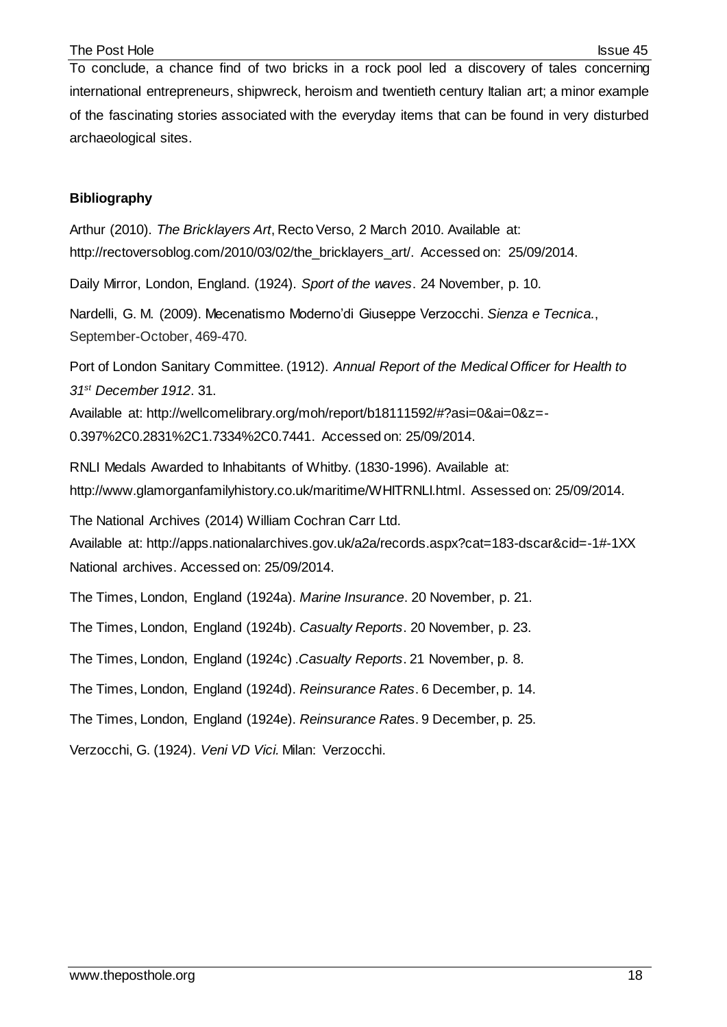To conclude, a chance find of two bricks in a rock pool led a discovery of tales concerning international entrepreneurs, shipwreck, heroism and twentieth century Italian art; a minor example of the fascinating stories associated with the everyday items that can be found in very disturbed archaeological sites.

**Bibliography**

Arthur (2010). *The Bricklayers Art*, Recto Verso, 2 March 2010. Available at: http://rectoversoblog.com/2010/03/02/the_bricklayers_art/. Accessed on: 25/09/2014.

Daily Mirror, London, England. (1924). *Sport of the waves*. 24 November, p. 10.

Nardelli, G. M. (2009). Mecenatismo Moderno'di Giuseppe Verzocchi. *Sienza e Tecnica.*, September-October, 469-470.

Port of London Sanitary Committee. (1912). *Annual Report of the Medical Officer for Health to 31st December 1912*. 31.
Available at: http://wellcomelibrary.org/moh/report/b18111592/#?asi=0&ai=0&z=-0.397%2C0.2831%2C1.7334%2C0.7441. Accessed on: 25/09/2014.

RNLI Medals Awarded to Inhabitants of Whitby. (1830-1996). Available at: http://www.glamorganfamilyhistory.co.uk/maritime/WHITRNLI.html. Assessed on: 25/09/2014.

The National Archives (2014) William Cochran Carr Ltd.
Available at: http://apps.nationalarchives.gov.uk/a2a/records.aspx?cat=183-dscar&cid=-1#-1XX National archives. Accessed on: 25/09/2014.

The Times, London, England (1924a). *Marine Insurance*. 20 November, p. 21.

The Times, London, England (1924b). *Casualty Reports*. 20 November, p. 23.

The Times, London, England (1924c) .*Casualty Reports*. 21 November, p. 8.

The Times, London, England (1924d). *Reinsurance Rates*. 6 December, p. 14.

The Times, London, England (1924e). *Reinsurance Rat*es. 9 December, p. 25.

Verzocchi, G. (1924). *Veni VD Vici.* Milan: Verzocchi.